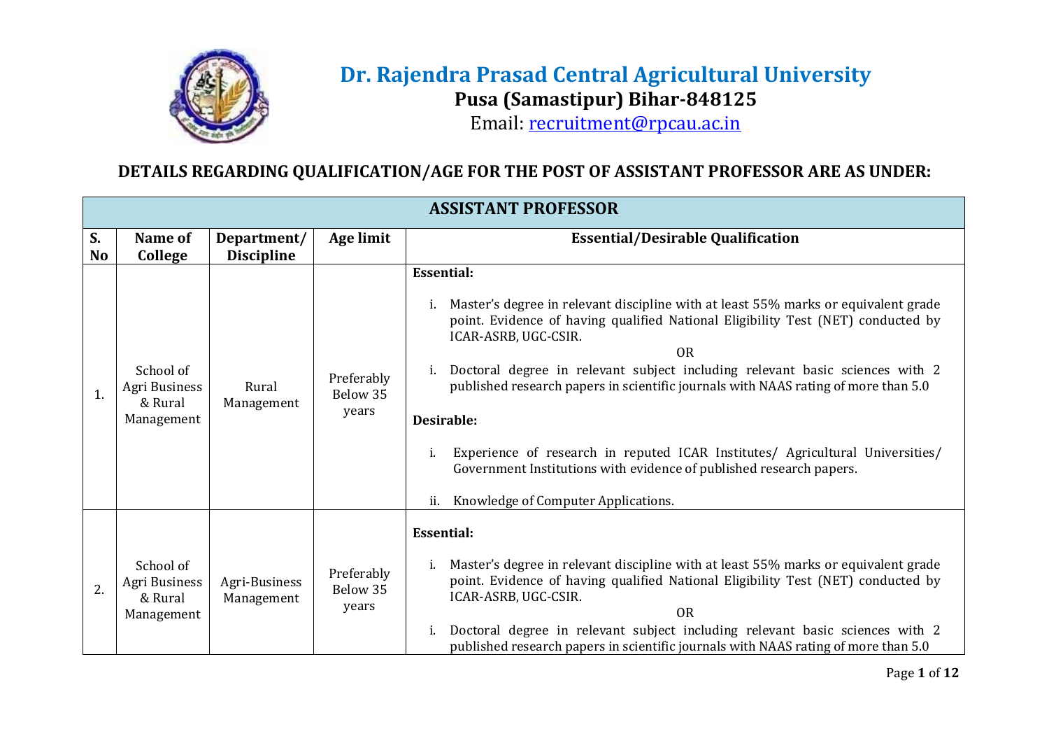# Dr. Rajendra Prasad Central Agricultural University

**Pusa (Samastipur) Bihar-848125**

Email: recruitment@rpcau.ac.in

## DETAILS REGARDING QUALIFICATION/AGE FOR THE POST OF ASSISTANT PROFESSOR ARE AS UNDER:

| ASSISTANT PROFESSOR | | | | |
|---|---|---|---|---|
| **S. No** | **Name of College** | **Department/ Discipline** | **Age limit** | **Essential/Desirable Qualification** |
| 1. | School of Agri Business & Rural Management | Rural Management | Preferably Below 35 years | **Essential:**<br>i. Master's degree in relevant discipline with at least 55% marks or equivalent grade point. Evidence of having qualified National Eligibility Test (NET) conducted by ICAR-ASRB, UGC-CSIR.<br>OR<br>i. Doctoral degree in relevant subject including relevant basic sciences with 2 published research papers in scientific journals with NAAS rating of more than 5.0<br>**Desirable:**<br>i. Experience of research in reputed ICAR Institutes/ Agricultural Universities/ Government Institutions with evidence of published research papers.<br>ii. Knowledge of Computer Applications. |
| 2. | School of Agri Business & Rural Management | Agri-Business Management | Preferably Below 35 years | **Essential:**<br>i. Master's degree in relevant discipline with at least 55% marks or equivalent grade point. Evidence of having qualified National Eligibility Test (NET) conducted by ICAR-ASRB, UGC-CSIR.<br>OR<br>i. Doctoral degree in relevant subject including relevant basic sciences with 2 published research papers in scientific journals with NAAS rating of more than 5.0 |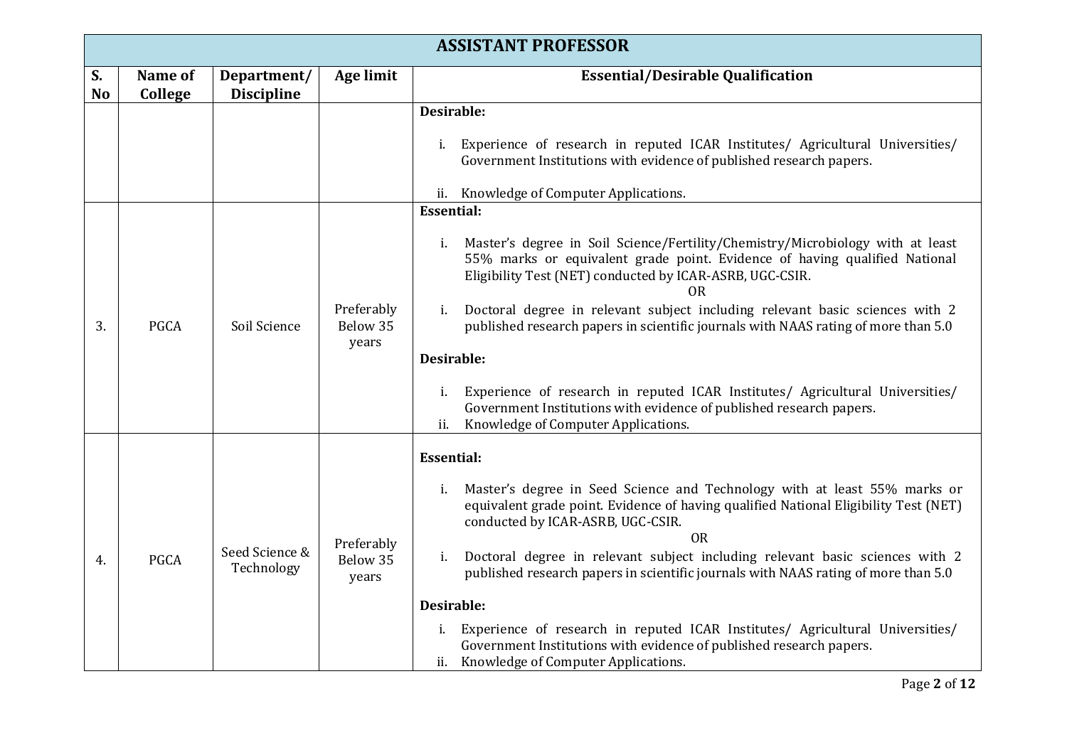| ASSISTANT PROFESSOR | | | | |
|---|---|---|---|---|
| **S. No** | **Name of College** | **Department/ Discipline** | **Age limit** | **Essential/Desirable Qualification** |
| | | | | **Desirable:**<br><br>i. Experience of research in reputed ICAR Institutes/ Agricultural Universities/ Government Institutions with evidence of published research papers.<br><br>ii. Knowledge of Computer Applications. |
| 3. | PGCA | Soil Science | Preferably Below 35 years | **Essential:**<br><br>i. Master's degree in Soil Science/Fertility/Chemistry/Microbiology with at least 55% marks or equivalent grade point. Evidence of having qualified National Eligibility Test (NET) conducted by ICAR-ASRB, UGC-CSIR.<br>OR<br>i. Doctoral degree in relevant subject including relevant basic sciences with 2 published research papers in scientific journals with NAAS rating of more than 5.0<br><br>**Desirable:**<br><br>i. Experience of research in reputed ICAR Institutes/ Agricultural Universities/ Government Institutions with evidence of published research papers.<br>ii. Knowledge of Computer Applications. |
| 4. | PGCA | Seed Science & Technology | Preferably Below 35 years | **Essential:**<br><br>i. Master's degree in Seed Science and Technology with at least 55% marks or equivalent grade point. Evidence of having qualified National Eligibility Test (NET) conducted by ICAR-ASRB, UGC-CSIR.<br>OR<br>i. Doctoral degree in relevant subject including relevant basic sciences with 2 published research papers in scientific journals with NAAS rating of more than 5.0<br><br>**Desirable:**<br><br>i. Experience of research in reputed ICAR Institutes/ Agricultural Universities/ Government Institutions with evidence of published research papers.<br>ii. Knowledge of Computer Applications. |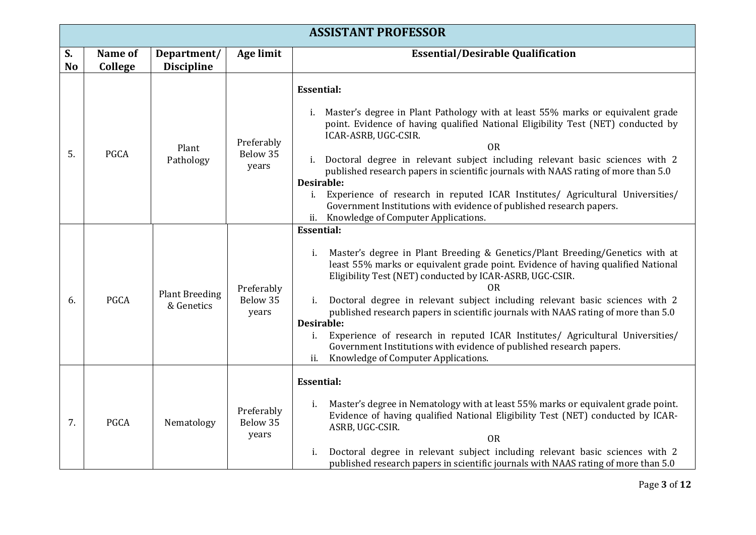| ASSISTANT PROFESSOR | | | | |
|---|---|---|---|---|
| **S. No** | **Name of College** | **Department/ Discipline** | **Age limit** | **Essential/Desirable Qualification** |
| 5. | PGCA | Plant Pathology | Preferably Below 35 years | **Essential:**<br>i. Master's degree in Plant Pathology with at least 55% marks or equivalent grade point. Evidence of having qualified National Eligibility Test (NET) conducted by ICAR-ASRB, UGC-CSIR.<br>OR<br>i. Doctoral degree in relevant subject including relevant basic sciences with 2 published research papers in scientific journals with NAAS rating of more than 5.0<br>**Desirable:**<br>i. Experience of research in reputed ICAR Institutes/ Agricultural Universities/ Government Institutions with evidence of published research papers.<br>ii. Knowledge of Computer Applications. |
| 6. | PGCA | Plant Breeding & Genetics | Preferably Below 35 years | **Essential:**<br>i. Master's degree in Plant Breeding & Genetics/Plant Breeding/Genetics with at least 55% marks or equivalent grade point. Evidence of having qualified National Eligibility Test (NET) conducted by ICAR-ASRB, UGC-CSIR.<br>OR<br>i. Doctoral degree in relevant subject including relevant basic sciences with 2 published research papers in scientific journals with NAAS rating of more than 5.0<br>**Desirable:**<br>i. Experience of research in reputed ICAR Institutes/ Agricultural Universities/ Government Institutions with evidence of published research papers.<br>ii. Knowledge of Computer Applications. |
| 7. | PGCA | Nematology | Preferably Below 35 years | **Essential:**<br>i. Master's degree in Nematology with at least 55% marks or equivalent grade point. Evidence of having qualified National Eligibility Test (NET) conducted by ICAR-ASRB, UGC-CSIR.<br>OR<br>i. Doctoral degree in relevant subject including relevant basic sciences with 2 published research papers in scientific journals with NAAS rating of more than 5.0 |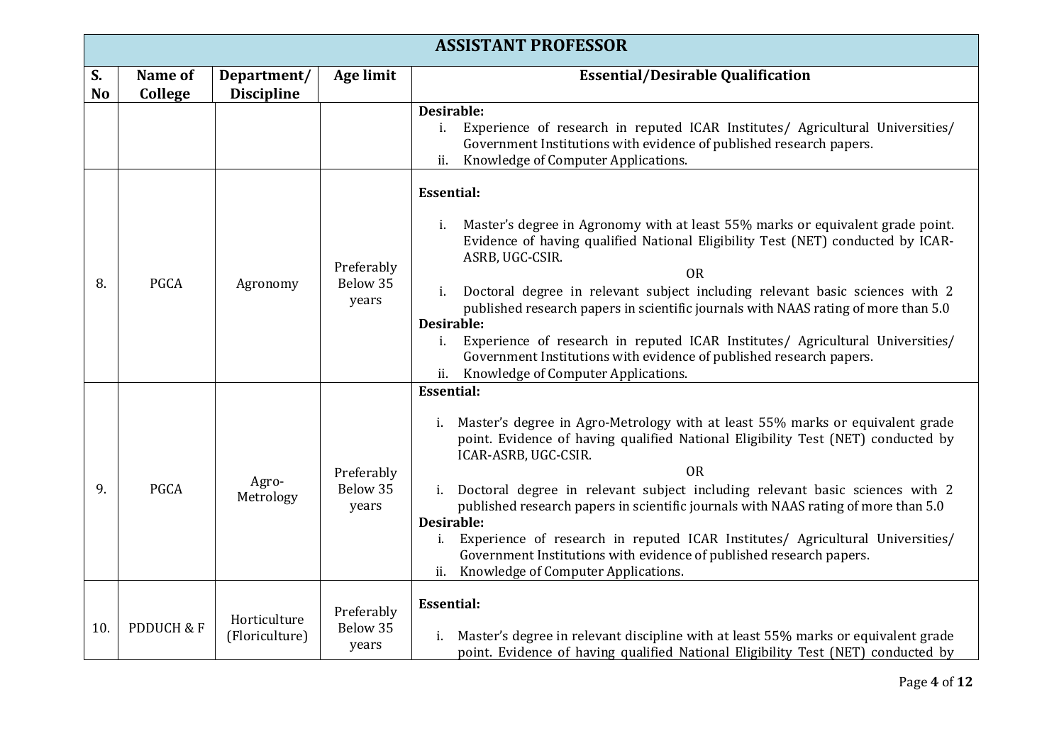| ASSISTANT PROFESSOR | | | | |
|---|---|---|---|---|
| **S. No** | **Name of College** | **Department/ Discipline** | **Age limit** | **Essential/Desirable Qualification** |
| | | | | **Desirable:**<br>i. Experience of research in reputed ICAR Institutes/ Agricultural Universities/ Government Institutions with evidence of published research papers.<br>ii. Knowledge of Computer Applications. |
| 8. | PGCA | Agronomy | Preferably Below 35 years | **Essential:**<br>i. Master's degree in Agronomy with at least 55% marks or equivalent grade point. Evidence of having qualified National Eligibility Test (NET) conducted by ICAR-ASRB, UGC-CSIR.<br>OR<br>i. Doctoral degree in relevant subject including relevant basic sciences with 2 published research papers in scientific journals with NAAS rating of more than 5.0<br>**Desirable:**<br>i. Experience of research in reputed ICAR Institutes/ Agricultural Universities/ Government Institutions with evidence of published research papers.<br>ii. Knowledge of Computer Applications. |
| 9. | PGCA | Agro-Metrology | Preferably Below 35 years | **Essential:**<br>i. Master's degree in Agro-Metrology with at least 55% marks or equivalent grade point. Evidence of having qualified National Eligibility Test (NET) conducted by ICAR-ASRB, UGC-CSIR.<br>OR<br>i. Doctoral degree in relevant subject including relevant basic sciences with 2 published research papers in scientific journals with NAAS rating of more than 5.0<br>**Desirable:**<br>i. Experience of research in reputed ICAR Institutes/ Agricultural Universities/ Government Institutions with evidence of published research papers.<br>ii. Knowledge of Computer Applications. |
| 10. | PDDUCH & F | Horticulture (Floriculture) | Preferably Below 35 years | **Essential:**<br>i. Master's degree in relevant discipline with at least 55% marks or equivalent grade point. Evidence of having qualified National Eligibility Test (NET) conducted by |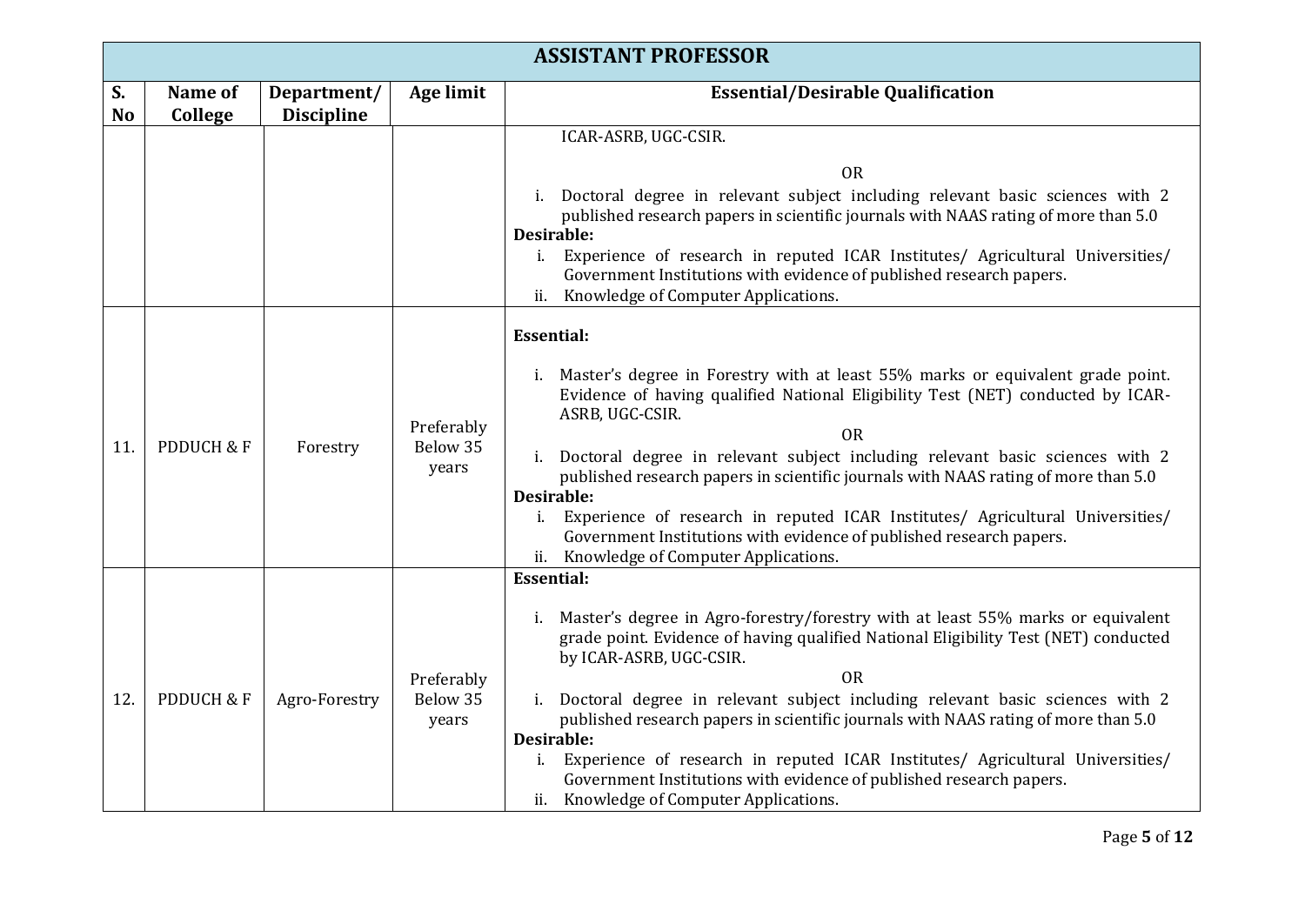| ASSISTANT PROFESSOR | | | | |
|---|---|---|---|---|
| **S. No** | **Name of College** | **Department/ Discipline** | **Age limit** | **Essential/Desirable Qualification** |
| | | | | ICAR-ASRB, UGC-CSIR.<br><br>OR<br>i. Doctoral degree in relevant subject including relevant basic sciences with 2 published research papers in scientific journals with NAAS rating of more than 5.0<br>**Desirable:**<br>i. Experience of research in reputed ICAR Institutes/ Agricultural Universities/ Government Institutions with evidence of published research papers.<br>ii. Knowledge of Computer Applications. |
| 11. | PDDUCH & F | Forestry | Preferably Below 35 years | **Essential:**<br><br>i. Master's degree in Forestry with at least 55% marks or equivalent grade point. Evidence of having qualified National Eligibility Test (NET) conducted by ICAR-ASRB, UGC-CSIR.<br>OR<br>i. Doctoral degree in relevant subject including relevant basic sciences with 2 published research papers in scientific journals with NAAS rating of more than 5.0<br>**Desirable:**<br>i. Experience of research in reputed ICAR Institutes/ Agricultural Universities/ Government Institutions with evidence of published research papers.<br>ii. Knowledge of Computer Applications. |
| 12. | PDDUCH & F | Agro-Forestry | Preferably Below 35 years | **Essential:**<br><br>i. Master's degree in Agro-forestry/forestry with at least 55% marks or equivalent grade point. Evidence of having qualified National Eligibility Test (NET) conducted by ICAR-ASRB, UGC-CSIR.<br>OR<br>i. Doctoral degree in relevant subject including relevant basic sciences with 2 published research papers in scientific journals with NAAS rating of more than 5.0<br>**Desirable:**<br>i. Experience of research in reputed ICAR Institutes/ Agricultural Universities/ Government Institutions with evidence of published research papers.<br>ii. Knowledge of Computer Applications. |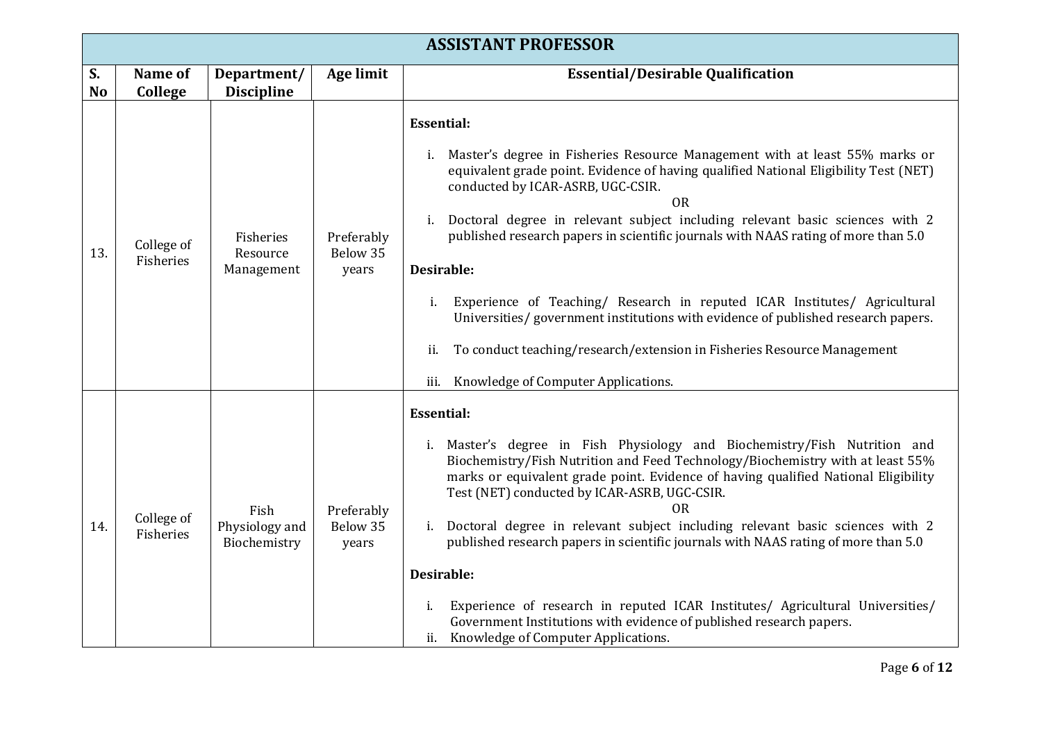| ASSISTANT PROFESSOR | | | | |
|---|---|---|---|---|
| **S. No** | **Name of College** | **Department/ Discipline** | **Age limit** | **Essential/Desirable Qualification** |
| 13. | College of Fisheries | Fisheries Resource Management | Preferably Below 35 years | **Essential:**<br>i. Master's degree in Fisheries Resource Management with at least 55% marks or equivalent grade point. Evidence of having qualified National Eligibility Test (NET) conducted by ICAR-ASRB, UGC-CSIR.<br>OR<br>i. Doctoral degree in relevant subject including relevant basic sciences with 2 published research papers in scientific journals with NAAS rating of more than 5.0<br>**Desirable:**<br>i. Experience of Teaching/ Research in reputed ICAR Institutes/ Agricultural Universities/ government institutions with evidence of published research papers.<br>ii. To conduct teaching/research/extension in Fisheries Resource Management<br>iii. Knowledge of Computer Applications. |
| 14. | College of Fisheries | Fish Physiology and Biochemistry | Preferably Below 35 years | **Essential:**<br>i. Master's degree in Fish Physiology and Biochemistry/Fish Nutrition and Biochemistry/Fish Nutrition and Feed Technology/Biochemistry with at least 55% marks or equivalent grade point. Evidence of having qualified National Eligibility Test (NET) conducted by ICAR-ASRB, UGC-CSIR.<br>OR<br>i. Doctoral degree in relevant subject including relevant basic sciences with 2 published research papers in scientific journals with NAAS rating of more than 5.0<br>**Desirable:**<br>i. Experience of research in reputed ICAR Institutes/ Agricultural Universities/ Government Institutions with evidence of published research papers.<br>ii. Knowledge of Computer Applications. |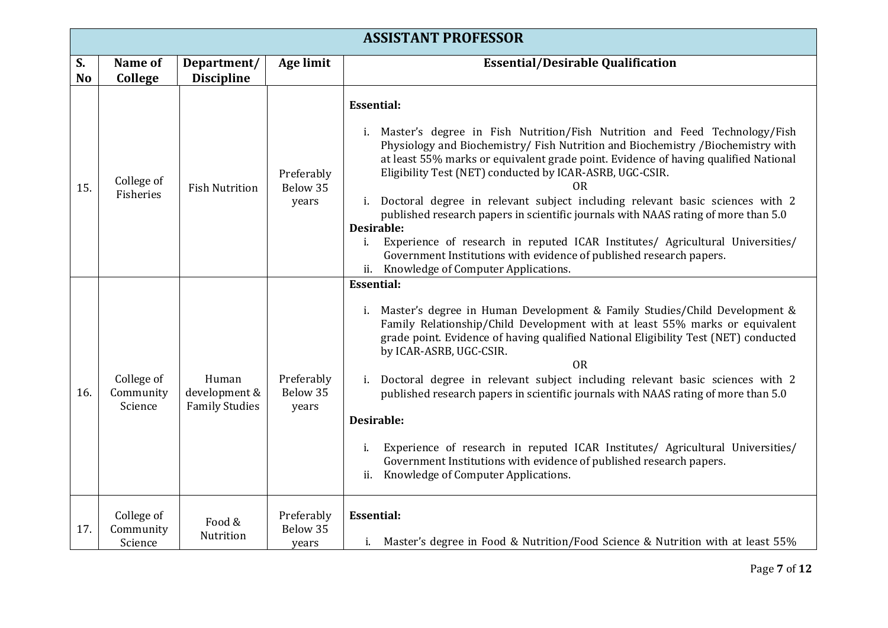| ASSISTANT PROFESSOR | | | | |
|---|---|---|---|---|
| **S. No** | **Name of College** | **Department/ Discipline** | **Age limit** | **Essential/Desirable Qualification** |
| 15. | College of Fisheries | Fish Nutrition | Preferably Below 35 years | **Essential:**<br>i. Master's degree in Fish Nutrition/Fish Nutrition and Feed Technology/Fish Physiology and Biochemistry/ Fish Nutrition and Biochemistry /Biochemistry with at least 55% marks or equivalent grade point. Evidence of having qualified National Eligibility Test (NET) conducted by ICAR-ASRB, UGC-CSIR.<br>OR<br>i. Doctoral degree in relevant subject including relevant basic sciences with 2 published research papers in scientific journals with NAAS rating of more than 5.0<br>**Desirable:**<br>i. Experience of research in reputed ICAR Institutes/ Agricultural Universities/ Government Institutions with evidence of published research papers.<br>ii. Knowledge of Computer Applications. |
| 16. | College of Community Science | Human development & Family Studies | Preferably Below 35 years | **Essential:**<br>i. Master's degree in Human Development & Family Studies/Child Development & Family Relationship/Child Development with at least 55% marks or equivalent grade point. Evidence of having qualified National Eligibility Test (NET) conducted by ICAR-ASRB, UGC-CSIR.<br>OR<br>i. Doctoral degree in relevant subject including relevant basic sciences with 2 published research papers in scientific journals with NAAS rating of more than 5.0<br>**Desirable:**<br>i. Experience of research in reputed ICAR Institutes/ Agricultural Universities/ Government Institutions with evidence of published research papers.<br>ii. Knowledge of Computer Applications. |
| 17. | College of Community Science | Food & Nutrition | Preferably Below 35 years | **Essential:**<br>i. Master's degree in Food & Nutrition/Food Science & Nutrition with at least 55% |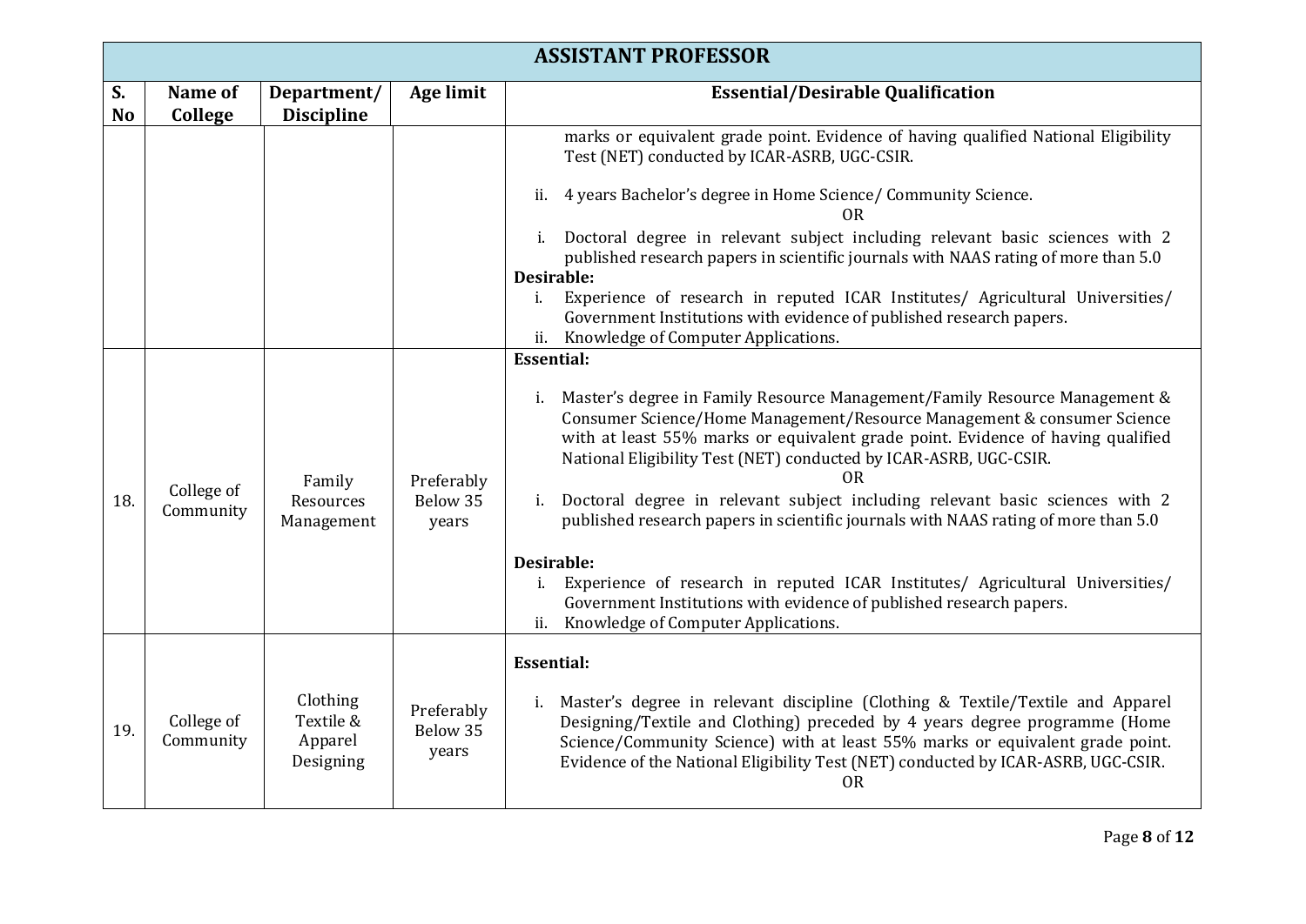| ASSISTANT PROFESSOR | | | | |
|---|---|---|---|---|
| **S. No** | **Name of College** | **Department/ Discipline** | **Age limit** | **Essential/Desirable Qualification** |
| | | | | marks or equivalent grade point. Evidence of having qualified National Eligibility Test (NET) conducted by ICAR-ASRB, UGC-CSIR.<br><br>ii. 4 years Bachelor's degree in Home Science/ Community Science.<br>OR<br>i. Doctoral degree in relevant subject including relevant basic sciences with 2 published research papers in scientific journals with NAAS rating of more than 5.0<br>**Desirable:**<br>i. Experience of research in reputed ICAR Institutes/ Agricultural Universities/ Government Institutions with evidence of published research papers.<br>ii. Knowledge of Computer Applications. |
| 18. | College of Community | Family Resources Management | Preferably Below 35 years | **Essential:**<br><br>i. Master's degree in Family Resource Management/Family Resource Management & Consumer Science/Home Management/Resource Management & consumer Science with at least 55% marks or equivalent grade point. Evidence of having qualified National Eligibility Test (NET) conducted by ICAR-ASRB, UGC-CSIR.<br>OR<br>i. Doctoral degree in relevant subject including relevant basic sciences with 2 published research papers in scientific journals with NAAS rating of more than 5.0<br><br>**Desirable:**<br>i. Experience of research in reputed ICAR Institutes/ Agricultural Universities/ Government Institutions with evidence of published research papers.<br>ii. Knowledge of Computer Applications. |
| 19. | College of Community | Clothing Textile & Apparel Designing | Preferably Below 35 years | **Essential:**<br><br>i. Master's degree in relevant discipline (Clothing & Textile/Textile and Apparel Designing/Textile and Clothing) preceded by 4 years degree programme (Home Science/Community Science) with at least 55% marks or equivalent grade point. Evidence of the National Eligibility Test (NET) conducted by ICAR-ASRB, UGC-CSIR.<br>OR |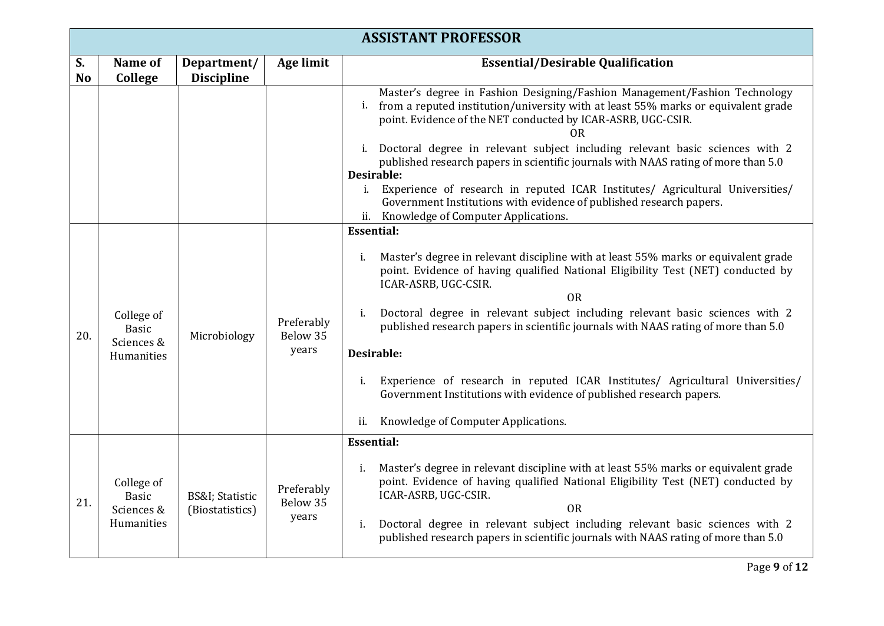| ASSISTANT PROFESSOR | | | | |
|---|---|---|---|---|
| **S. No** | **Name of College** | **Department/ Discipline** | **Age limit** | **Essential/Desirable Qualification** |
| | | | | i. Master's degree in Fashion Designing/Fashion Management/Fashion Technology from a reputed institution/university with at least 55% marks or equivalent grade point. Evidence of the NET conducted by ICAR-ASRB, UGC-CSIR.<br>OR<br>i. Doctoral degree in relevant subject including relevant basic sciences with 2 published research papers in scientific journals with NAAS rating of more than 5.0<br>**Desirable:**<br>i. Experience of research in reputed ICAR Institutes/ Agricultural Universities/ Government Institutions with evidence of published research papers.<br>ii. Knowledge of Computer Applications. |
| 20. | College of Basic Sciences & Humanities | Microbiology | Preferably Below 35 years | **Essential:**<br>i. Master's degree in relevant discipline with at least 55% marks or equivalent grade point. Evidence of having qualified National Eligibility Test (NET) conducted by ICAR-ASRB, UGC-CSIR.<br>OR<br>i. Doctoral degree in relevant subject including relevant basic sciences with 2 published research papers in scientific journals with NAAS rating of more than 5.0<br>**Desirable:**<br>i. Experience of research in reputed ICAR Institutes/ Agricultural Universities/ Government Institutions with evidence of published research papers.<br>ii. Knowledge of Computer Applications. |
| 21. | College of Basic Sciences & Humanities | BS&I; Statistic (Biostatistics) | Preferably Below 35 years | **Essential:**<br>i. Master's degree in relevant discipline with at least 55% marks or equivalent grade point. Evidence of having qualified National Eligibility Test (NET) conducted by ICAR-ASRB, UGC-CSIR.<br>OR<br>i. Doctoral degree in relevant subject including relevant basic sciences with 2 published research papers in scientific journals with NAAS rating of more than 5.0 |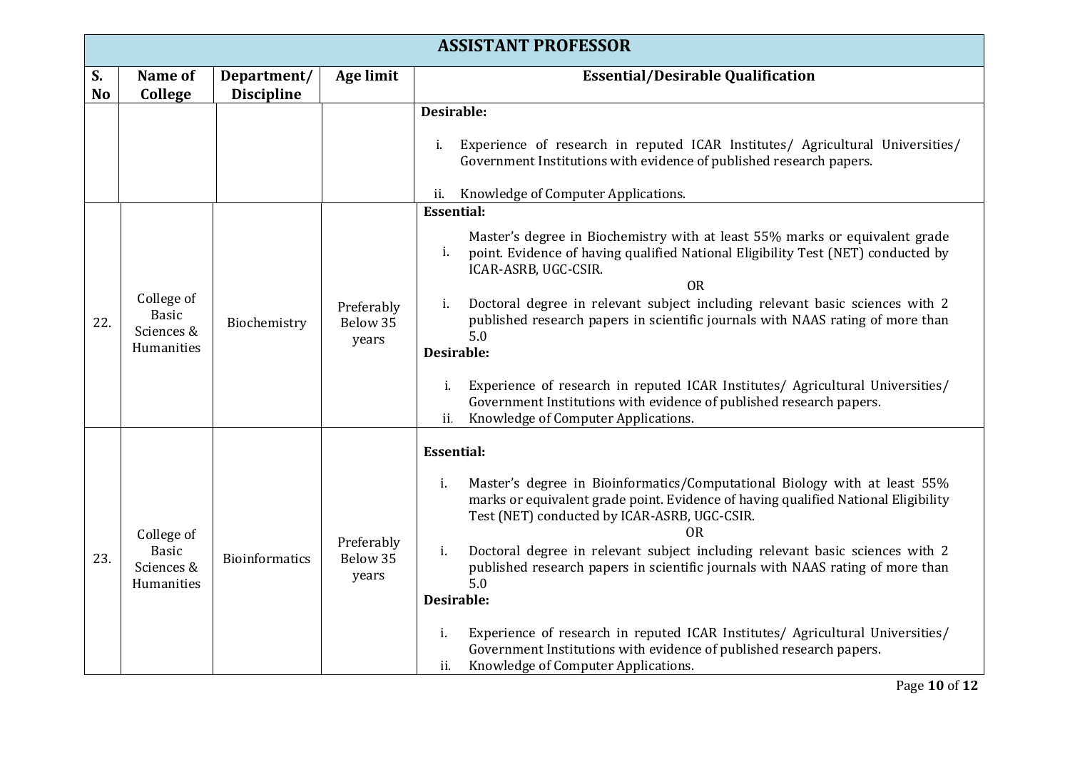## ASSISTANT PROFESSOR

| S. No | Name of College | Department/ Discipline | Age limit | Essential/Desirable Qualification |
|---|---|---|---|---|
| | | | | **Desirable:**<br>i. Experience of research in reputed ICAR Institutes/ Agricultural Universities/ Government Institutions with evidence of published research papers.<br>ii. Knowledge of Computer Applications. |
| 22. | College of Basic Sciences & Humanities | Biochemistry | Preferably Below 35 years | **Essential:**<br>i. Master's degree in Biochemistry with at least 55% marks or equivalent grade point. Evidence of having qualified National Eligibility Test (NET) conducted by ICAR-ASRB, UGC-CSIR.<br>OR<br>i. Doctoral degree in relevant subject including relevant basic sciences with 2 published research papers in scientific journals with NAAS rating of more than 5.0<br>**Desirable:**<br>i. Experience of research in reputed ICAR Institutes/ Agricultural Universities/ Government Institutions with evidence of published research papers.<br>ii. Knowledge of Computer Applications. |
| 23. | College of Basic Sciences & Humanities | Bioinformatics | Preferably Below 35 years | **Essential:**<br>i. Master's degree in Bioinformatics/Computational Biology with at least 55% marks or equivalent grade point. Evidence of having qualified National Eligibility Test (NET) conducted by ICAR-ASRB, UGC-CSIR.<br>OR<br>i. Doctoral degree in relevant subject including relevant basic sciences with 2 published research papers in scientific journals with NAAS rating of more than 5.0<br>**Desirable:**<br>i. Experience of research in reputed ICAR Institutes/ Agricultural Universities/ Government Institutions with evidence of published research papers.<br>ii. Knowledge of Computer Applications. |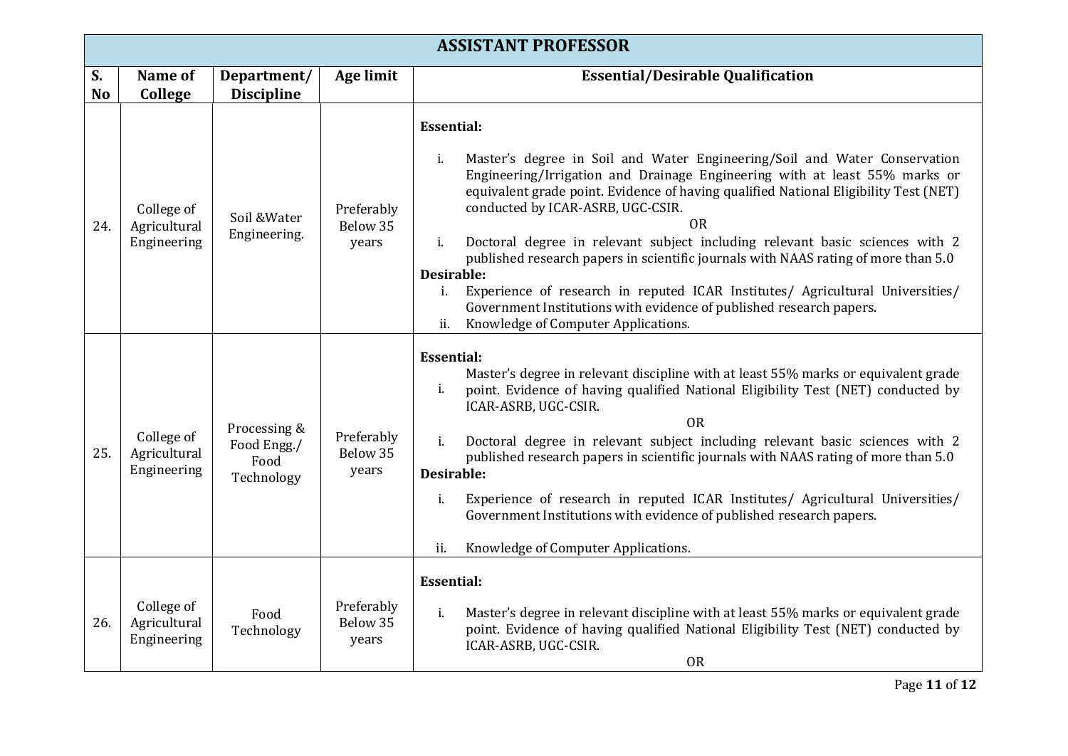| ASSISTANT PROFESSOR | | | | |
|---|---|---|---|---|
| **S. No** | **Name of College** | **Department/ Discipline** | **Age limit** | **Essential/Desirable Qualification** |
| 24. | College of Agricultural Engineering | Soil &Water Engineering. | Preferably Below 35 years | **Essential:**<br>i. Master's degree in Soil and Water Engineering/Soil and Water Conservation Engineering/Irrigation and Drainage Engineering with at least 55% marks or equivalent grade point. Evidence of having qualified National Eligibility Test (NET) conducted by ICAR-ASRB, UGC-CSIR.<br>OR<br>i. Doctoral degree in relevant subject including relevant basic sciences with 2 published research papers in scientific journals with NAAS rating of more than 5.0<br>**Desirable:**<br>i. Experience of research in reputed ICAR Institutes/ Agricultural Universities/ Government Institutions with evidence of published research papers.<br>ii. Knowledge of Computer Applications. |
| 25. | College of Agricultural Engineering | Processing & Food Engg./ Food Technology | Preferably Below 35 years | **Essential:**<br>i. Master's degree in relevant discipline with at least 55% marks or equivalent grade point. Evidence of having qualified National Eligibility Test (NET) conducted by ICAR-ASRB, UGC-CSIR.<br>OR<br>i. Doctoral degree in relevant subject including relevant basic sciences with 2 published research papers in scientific journals with NAAS rating of more than 5.0<br>**Desirable:**<br>i. Experience of research in reputed ICAR Institutes/ Agricultural Universities/ Government Institutions with evidence of published research papers.<br>ii. Knowledge of Computer Applications. |
| 26. | College of Agricultural Engineering | Food Technology | Preferably Below 35 years | **Essential:**<br>i. Master's degree in relevant discipline with at least 55% marks or equivalent grade point. Evidence of having qualified National Eligibility Test (NET) conducted by ICAR-ASRB, UGC-CSIR.<br>OR |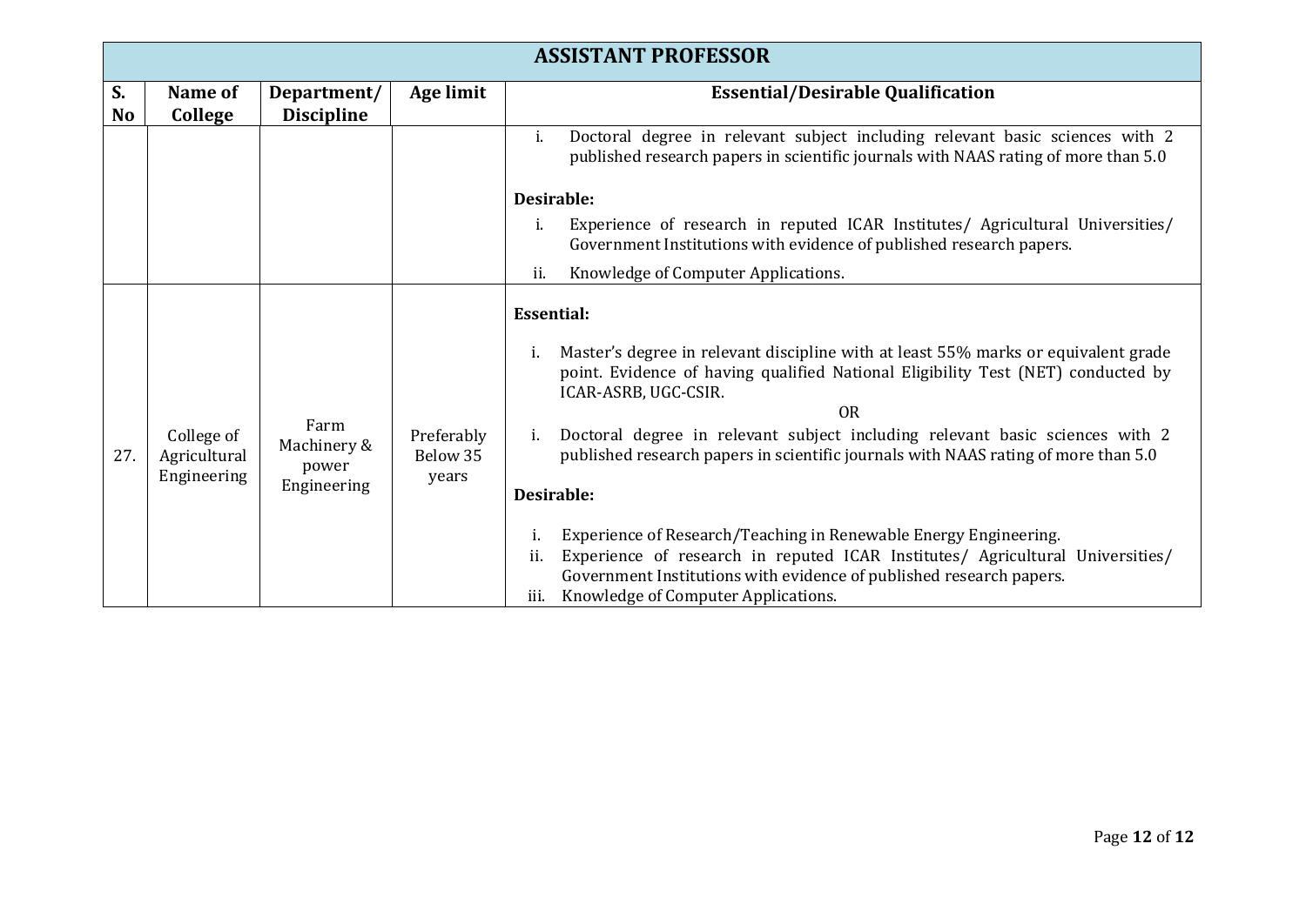| ASSISTANT PROFESSOR | | | | |
|---|---|---|---|---|
| **S. No** | **Name of College** | **Department/ Discipline** | **Age limit** | **Essential/Desirable Qualification** |
| | | | | i. Doctoral degree in relevant subject including relevant basic sciences with 2 published research papers in scientific journals with NAAS rating of more than 5.0<br><br>**Desirable:**<br>i. Experience of research in reputed ICAR Institutes/ Agricultural Universities/ Government Institutions with evidence of published research papers.<br>ii. Knowledge of Computer Applications. |
| 27. | College of Agricultural Engineering | Farm Machinery & power Engineering | Preferably Below 35 years | **Essential:**<br>i. Master's degree in relevant discipline with at least 55% marks or equivalent grade point. Evidence of having qualified National Eligibility Test (NET) conducted by ICAR-ASRB, UGC-CSIR.<br>OR<br>i. Doctoral degree in relevant subject including relevant basic sciences with 2 published research papers in scientific journals with NAAS rating of more than 5.0<br><br>**Desirable:**<br>i. Experience of Research/Teaching in Renewable Energy Engineering.<br>ii. Experience of research in reputed ICAR Institutes/ Agricultural Universities/ Government Institutions with evidence of published research papers.<br>iii. Knowledge of Computer Applications. |